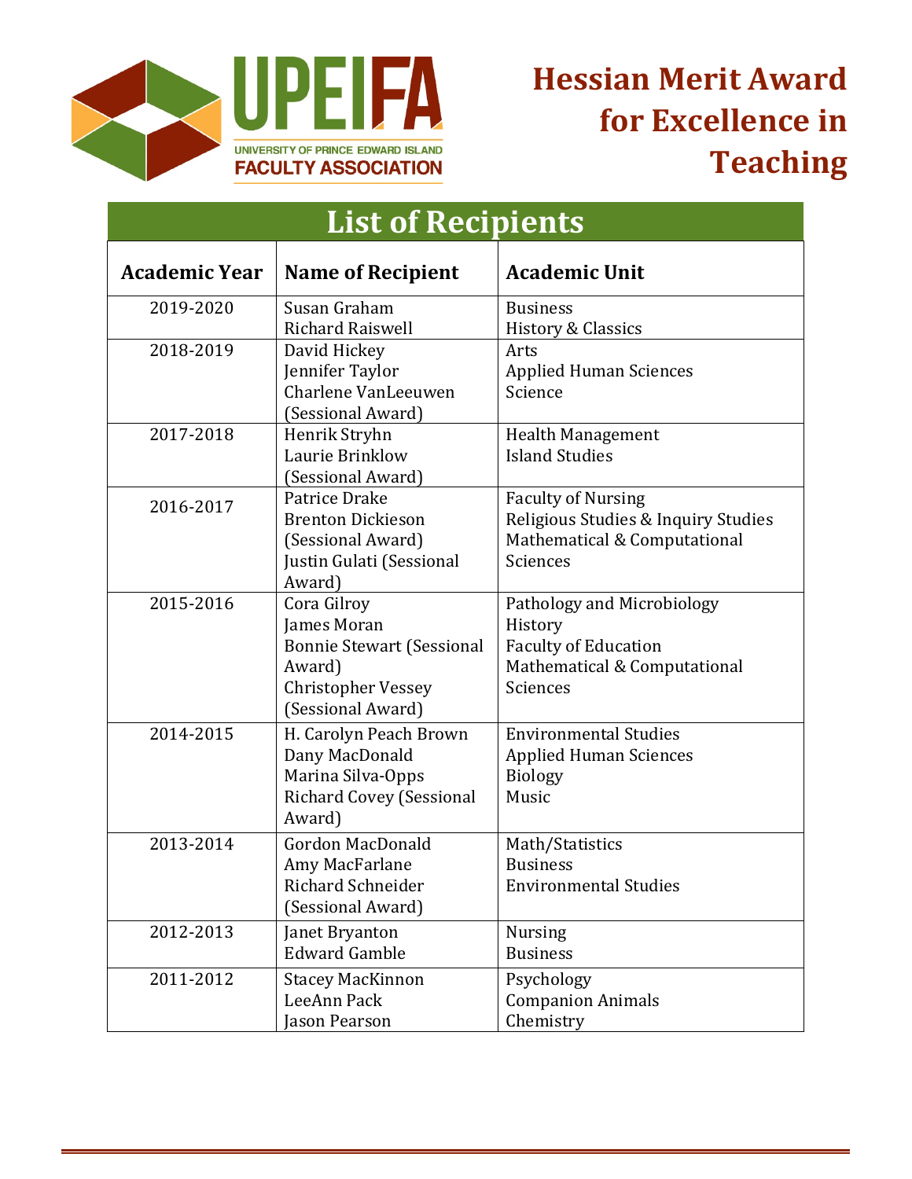UPEIFA
UNIVERSITY OF PRINCE EDWARD ISLAND
FACULTY ASSOCIATION

# Hessian Merit Award for Excellence in Teaching

## List of Recipients

| Academic Year | Name of Recipient | Academic Unit |
|---|---|---|
| 2019-2020 | Susan Graham<br>Richard Raiswell | Business<br>History & Classics |
| 2018-2019 | David Hickey<br>Jennifer Taylor<br>Charlene VanLeeuwen (Sessional Award) | Arts<br>Applied Human Sciences<br>Science |
| 2017-2018 | Henrik Stryhn<br>Laurie Brinklow (Sessional Award) | Health Management<br>Island Studies |
| 2016-2017 | Patrice Drake<br>Brenton Dickieson (Sessional Award)<br>Justin Gulati (Sessional Award) | Faculty of Nursing<br>Religious Studies & Inquiry Studies<br>Mathematical & Computational Sciences |
| 2015-2016 | Cora Gilroy<br>James Moran<br>Bonnie Stewart (Sessional Award)<br>Christopher Vessey (Sessional Award) | Pathology and Microbiology<br>History<br>Faculty of Education<br>Mathematical & Computational Sciences |
| 2014-2015 | H. Carolyn Peach Brown<br>Dany MacDonald<br>Marina Silva-Opps<br>Richard Covey (Sessional Award) | Environmental Studies<br>Applied Human Sciences<br>Biology<br>Music |
| 2013-2014 | Gordon MacDonald<br>Amy MacFarlane<br>Richard Schneider (Sessional Award) | Math/Statistics<br>Business<br>Environmental Studies |
| 2012-2013 | Janet Bryanton<br>Edward Gamble | Nursing<br>Business |
| 2011-2012 | Stacey MacKinnon<br>LeeAnn Pack<br>Jason Pearson | Psychology<br>Companion Animals<br>Chemistry |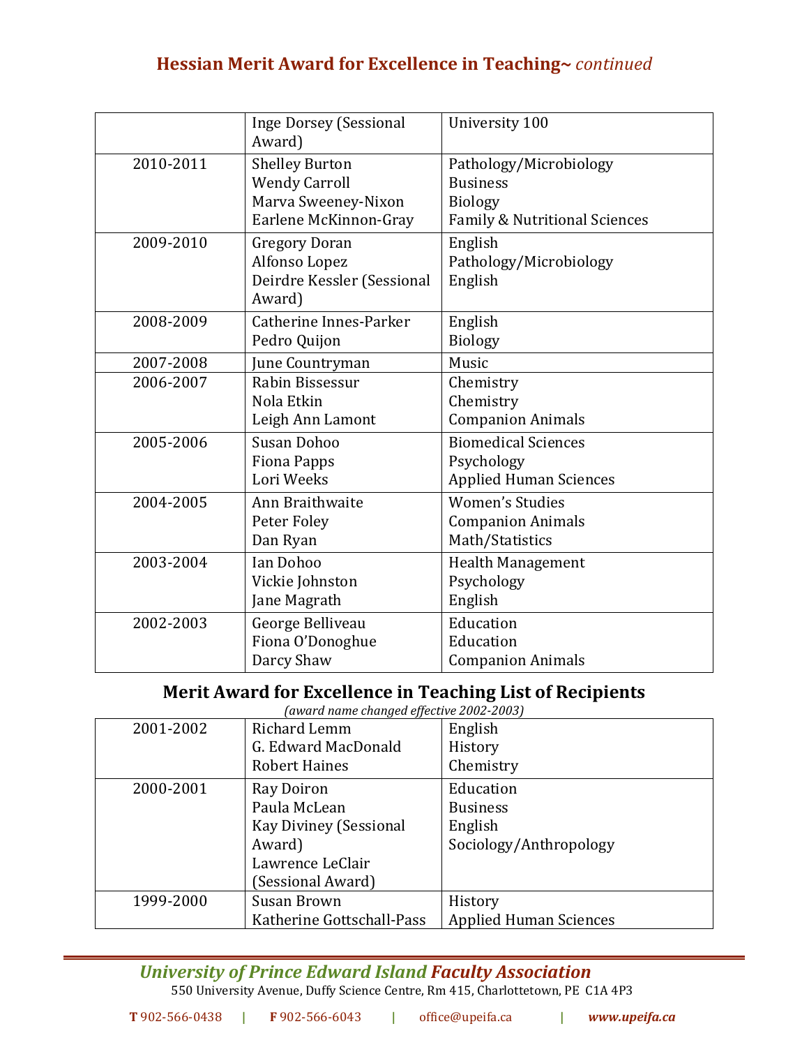## Hessian Merit Award for Excellence in Teaching~ *continued*

| | | |
|---|---|---|
| | Inge Dorsey (Sessional Award) | University 100 |
| 2010-2011 | Shelley Burton<br>Wendy Carroll<br>Marva Sweeney-Nixon<br>Earlene McKinnon-Gray | Pathology/Microbiology<br>Business<br>Biology<br>Family & Nutritional Sciences |
| 2009-2010 | Gregory Doran<br>Alfonso Lopez<br>Deirdre Kessler (Sessional Award) | English<br>Pathology/Microbiology<br>English |
| 2008-2009 | Catherine Innes-Parker<br>Pedro Quijon | English<br>Biology |
| 2007-2008 | June Countryman | Music |
| 2006-2007 | Rabin Bissessur<br>Nola Etkin<br>Leigh Ann Lamont | Chemistry<br>Chemistry<br>Companion Animals |
| 2005-2006 | Susan Dohoo<br>Fiona Papps<br>Lori Weeks | Biomedical Sciences<br>Psychology<br>Applied Human Sciences |
| 2004-2005 | Ann Braithwaite<br>Peter Foley<br>Dan Ryan | Women's Studies<br>Companion Animals<br>Math/Statistics |
| 2003-2004 | Ian Dohoo<br>Vickie Johnston<br>Jane Magrath | Health Management<br>Psychology<br>English |
| 2002-2003 | George Belliveau<br>Fiona O'Donoghue<br>Darcy Shaw | Education<br>Education<br>Companion Animals |

## Merit Award for Excellence in Teaching List of Recipients

*(award name changed effective 2002-2003)*

| | | |
|---|---|---|
| 2001-2002 | Richard Lemm<br>G. Edward MacDonald<br>Robert Haines | English<br>History<br>Chemistry |
| 2000-2001 | Ray Doiron<br>Paula McLean<br>Kay Diviney (Sessional Award)<br>Lawrence LeClair (Sessional Award) | Education<br>Business<br>English<br>Sociology/Anthropology |
| 1999-2000 | Susan Brown<br>Katherine Gottschall-Pass | History<br>Applied Human Sciences |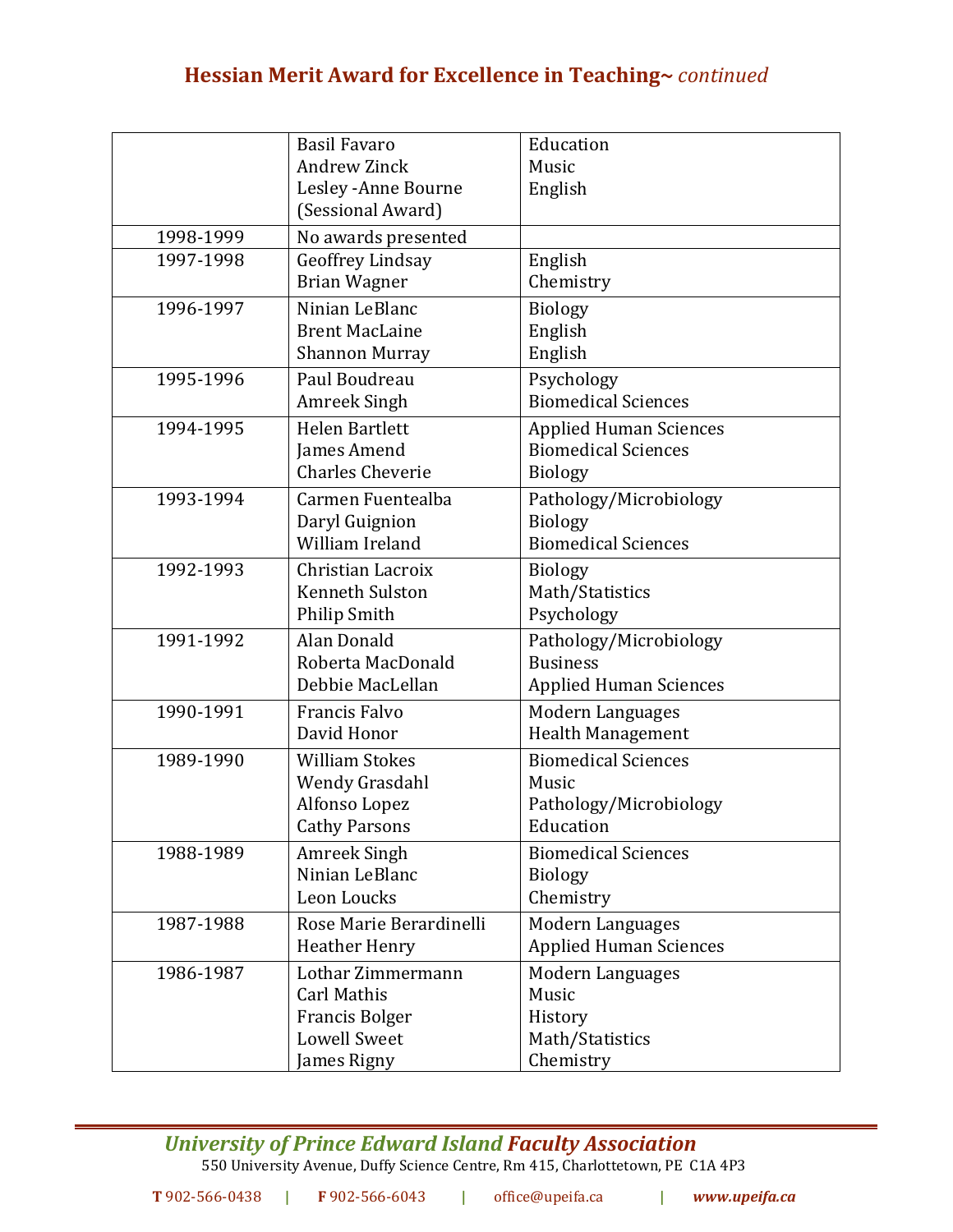## Hessian Merit Award for Excellence in Teaching~ *continued*

| | | |
|---|---|---|
| | Basil Favaro<br>Andrew Zinck<br>Lesley -Anne Bourne (Sessional Award) | Education<br>Music<br>English |
| 1998-1999 | No awards presented | |
| 1997-1998 | Geoffrey Lindsay<br>Brian Wagner | English<br>Chemistry |
| 1996-1997 | Ninian LeBlanc<br>Brent MacLaine<br>Shannon Murray | Biology<br>English<br>English |
| 1995-1996 | Paul Boudreau<br>Amreek Singh | Psychology<br>Biomedical Sciences |
| 1994-1995 | Helen Bartlett<br>James Amend<br>Charles Cheverie | Applied Human Sciences<br>Biomedical Sciences<br>Biology |
| 1993-1994 | Carmen Fuentealba<br>Daryl Guignion<br>William Ireland | Pathology/Microbiology<br>Biology<br>Biomedical Sciences |
| 1992-1993 | Christian Lacroix<br>Kenneth Sulston<br>Philip Smith | Biology<br>Math/Statistics<br>Psychology |
| 1991-1992 | Alan Donald<br>Roberta MacDonald<br>Debbie MacLellan | Pathology/Microbiology<br>Business<br>Applied Human Sciences |
| 1990-1991 | Francis Falvo<br>David Honor | Modern Languages<br>Health Management |
| 1989-1990 | William Stokes<br>Wendy Grasdahl<br>Alfonso Lopez<br>Cathy Parsons | Biomedical Sciences<br>Music<br>Pathology/Microbiology<br>Education |
| 1988-1989 | Amreek Singh<br>Ninian LeBlanc<br>Leon Loucks | Biomedical Sciences<br>Biology<br>Chemistry |
| 1987-1988 | Rose Marie Berardinelli<br>Heather Henry | Modern Languages<br>Applied Human Sciences |
| 1986-1987 | Lothar Zimmermann<br>Carl Mathis<br>Francis Bolger<br>Lowell Sweet<br>James Rigny | Modern Languages<br>Music<br>History<br>Math/Statistics<br>Chemistry |